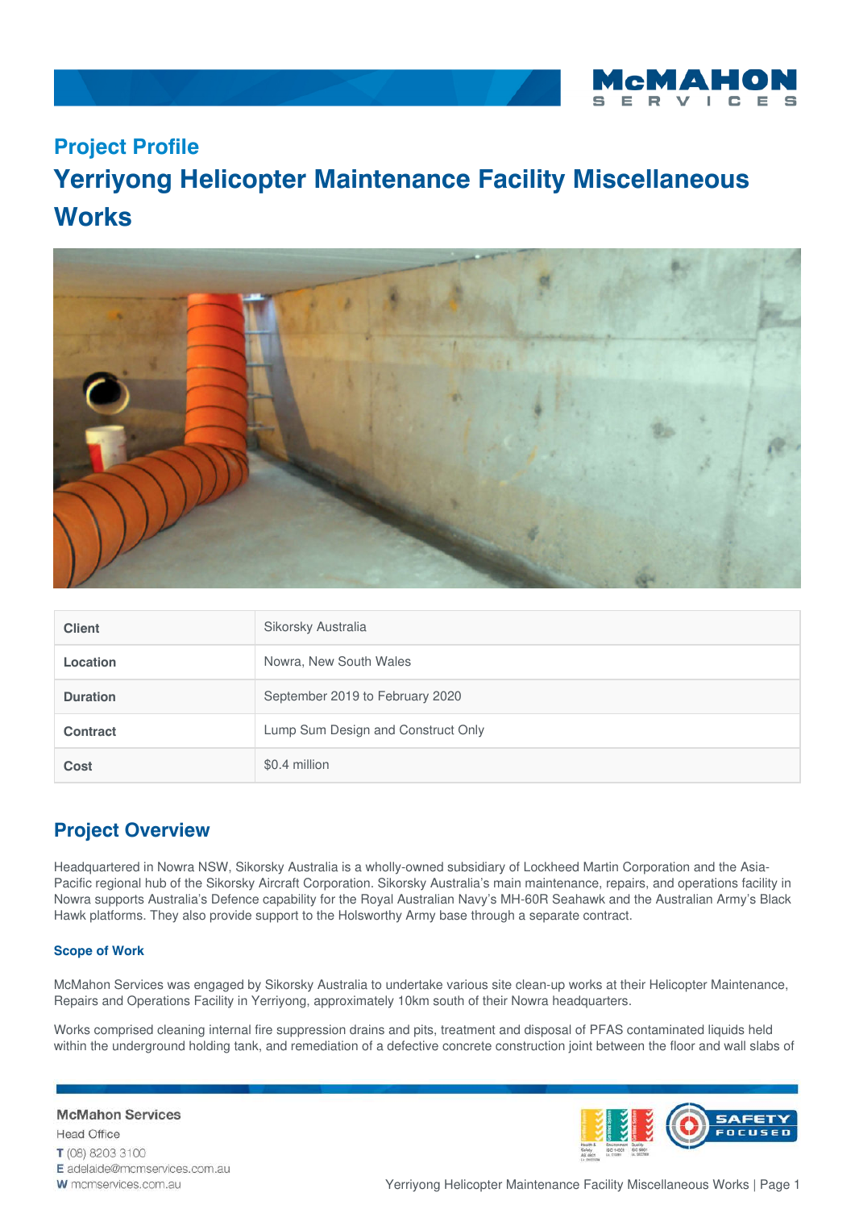## Project Profile

# Yerriyong Helicopter Maintenance Facility Miscellaneous Works

| | |
|---|---|
| **Client** | Sikorsky Australia |
| **Location** | Nowra, New South Wales |
| **Duration** | September 2019 to February 2020 |
| **Contract** | Lump Sum Design and Construct Only |
| **Cost** | $0.4 million |

## Project Overview

Headquartered in Nowra NSW, Sikorsky Australia is a wholly-owned subsidiary of Lockheed Martin Corporation and the Asia-Pacific regional hub of the Sikorsky Aircraft Corporation. Sikorsky Australia's main maintenance, repairs, and operations facility in Nowra supports Australia's Defence capability for the Royal Australian Navy's MH-60R Seahawk and the Australian Army's Black Hawk platforms. They also provide support to the Holsworthy Army base through a separate contract.

### Scope of Work

McMahon Services was engaged by Sikorsky Australia to undertake various site clean-up works at their Helicopter Maintenance, Repairs and Operations Facility in Yerriyong, approximately 10km south of their Nowra headquarters.

Works comprised cleaning internal fire suppression drains and pits, treatment and disposal of PFAS contaminated liquids held within the underground holding tank, and remediation of a defective concrete construction joint between the floor and wall slabs of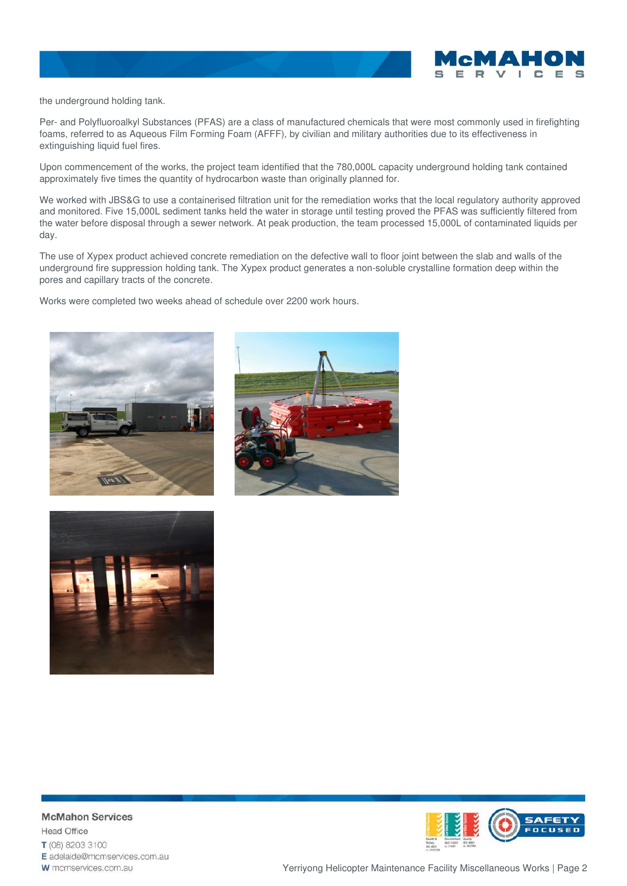the underground holding tank.

Per- and Polyfluoroalkyl Substances (PFAS) are a class of manufactured chemicals that were most commonly used in firefighting foams, referred to as Aqueous Film Forming Foam (AFFF), by civilian and military authorities due to its effectiveness in extinguishing liquid fuel fires.

Upon commencement of the works, the project team identified that the 780,000L capacity underground holding tank contained approximately five times the quantity of hydrocarbon waste than originally planned for.

We worked with JBS&G to use a containerised filtration unit for the remediation works that the local regulatory authority approved and monitored. Five 15,000L sediment tanks held the water in storage until testing proved the PFAS was sufficiently filtered from the water before disposal through a sewer network. At peak production, the team processed 15,000L of contaminated liquids per day.

The use of Xypex product achieved concrete remediation on the defective wall to floor joint between the slab and walls of the underground fire suppression holding tank. The Xypex product generates a non-soluble crystalline formation deep within the pores and capillary tracts of the concrete.

Works were completed two weeks ahead of schedule over 2200 work hours.